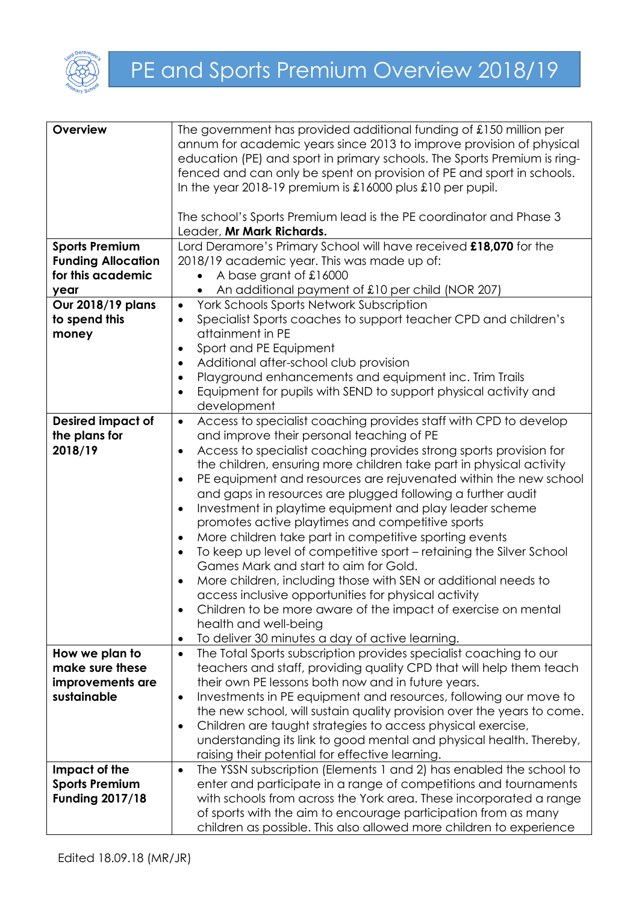# PE and Sports Premium Overview 2018/19

| | |
|---|---|
| **Overview** | The government has provided additional funding of £150 million per annum for academic years since 2013 to improve provision of physical education (PE) and sport in primary schools. The Sports Premium is ring-fenced and can only be spent on provision of PE and sport in schools. In the year 2018-19 premium is £16000 plus £10 per pupil.<br><br>The school's Sports Premium lead is the PE coordinator and Phase 3 Leader, **Mr Mark Richards.** |
| **Sports Premium Funding Allocation for this academic year** | Lord Deramore's Primary School will have received **£18,070** for the 2018/19 academic year. This was made up of:<br>• A base grant of £16000<br>• An additional payment of £10 per child (NOR 207) |
| **Our 2018/19 plans to spend this money** | • York Schools Sports Network Subscription<br>• Specialist Sports coaches to support teacher CPD and children's attainment in PE<br>• Sport and PE Equipment<br>• Additional after-school club provision<br>• Playground enhancements and equipment inc. Trim Trails<br>• Equipment for pupils with SEND to support physical activity and development |
| **Desired impact of the plans for 2018/19** | • Access to specialist coaching provides staff with CPD to develop and improve their personal teaching of PE<br>• Access to specialist coaching provides strong sports provision for the children, ensuring more children take part in physical activity<br>• PE equipment and resources are rejuvenated within the new school and gaps in resources are plugged following a further audit<br>• Investment in playtime equipment and play leader scheme promotes active playtimes and competitive sports<br>• More children take part in competitive sporting events<br>• To keep up level of competitive sport – retaining the Silver School Games Mark and start to aim for Gold.<br>• More children, including those with SEN or additional needs to access inclusive opportunities for physical activity<br>• Children to be more aware of the impact of exercise on mental health and well-being<br>• To deliver 30 minutes a day of active learning. |
| **How we plan to make sure these improvements are sustainable** | • The Total Sports subscription provides specialist coaching to our teachers and staff, providing quality CPD that will help them teach their own PE lessons both now and in future years.<br>• Investments in PE equipment and resources, following our move to the new school, will sustain quality provision over the years to come.<br>• Children are taught strategies to access physical exercise, understanding its link to good mental and physical health. Thereby, raising their potential for effective learning. |
| **Impact of the Sports Premium Funding 2017/18** | • The YSSN subscription (Elements 1 and 2) has enabled the school to enter and participate in a range of competitions and tournaments with schools from across the York area. These incorporated a range of sports with the aim to encourage participation from as many children as possible. This also allowed more children to experience |

Edited 18.09.18 (MR/JR)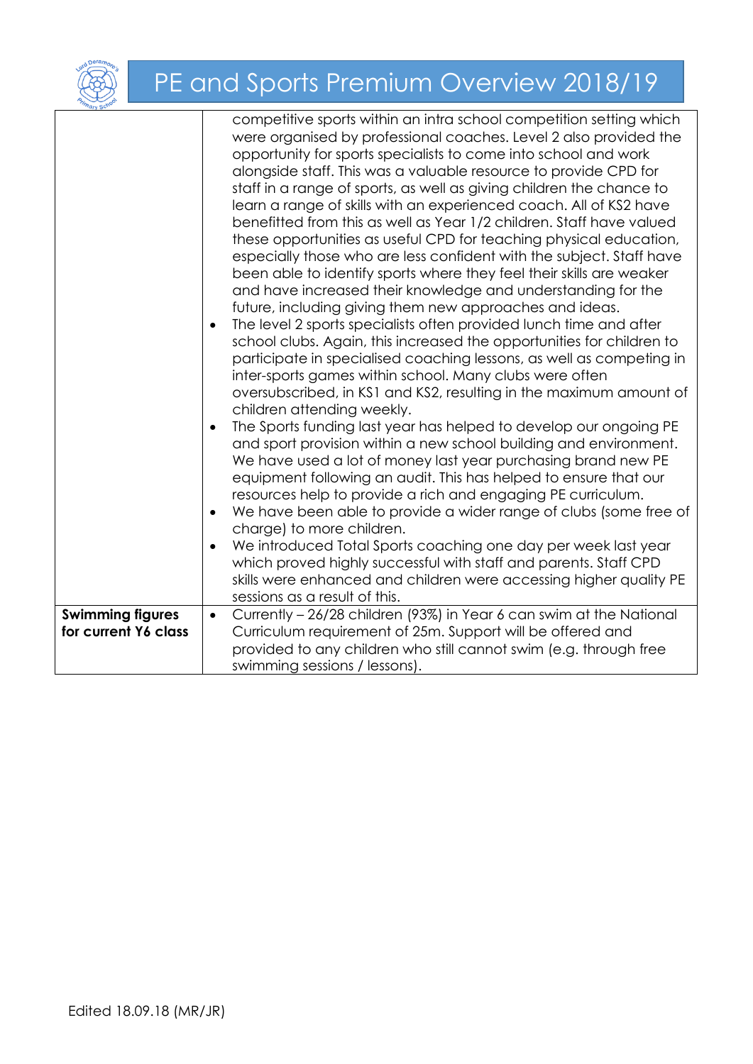| | |
|---|---|
| | competitive sports within an intra school competition setting which were organised by professional coaches. Level 2 also provided the opportunity for sports specialists to come into school and work alongside staff. This was a valuable resource to provide CPD for staff in a range of sports, as well as giving children the chance to learn a range of skills with an experienced coach. All of KS2 have benefitted from this as well as Year 1/2 children. Staff have valued these opportunities as useful CPD for teaching physical education, especially those who are less confident with the subject. Staff have been able to identify sports where they feel their skills are weaker and have increased their knowledge and understanding for the future, including giving them new approaches and ideas.<br>• The level 2 sports specialists often provided lunch time and after school clubs. Again, this increased the opportunities for children to participate in specialised coaching lessons, as well as competing in inter-sports games within school. Many clubs were often oversubscribed, in KS1 and KS2, resulting in the maximum amount of children attending weekly.<br>• The Sports funding last year has helped to develop our ongoing PE and sport provision within a new school building and environment. We have used a lot of money last year purchasing brand new PE equipment following an audit. This has helped to ensure that our resources help to provide a rich and engaging PE curriculum.<br>• We have been able to provide a wider range of clubs (some free of charge) to more children.<br>• We introduced Total Sports coaching one day per week last year which proved highly successful with staff and parents. Staff CPD skills were enhanced and children were accessing higher quality PE sessions as a result of this. |
| **Swimming figures for current Y6 class** | • Currently – 26/28 children (93%) in Year 6 can swim at the National Curriculum requirement of 25m. Support will be offered and provided to any children who still cannot swim (e.g. through free swimming sessions / lessons). |

Edited 18.09.18 (MR/JR)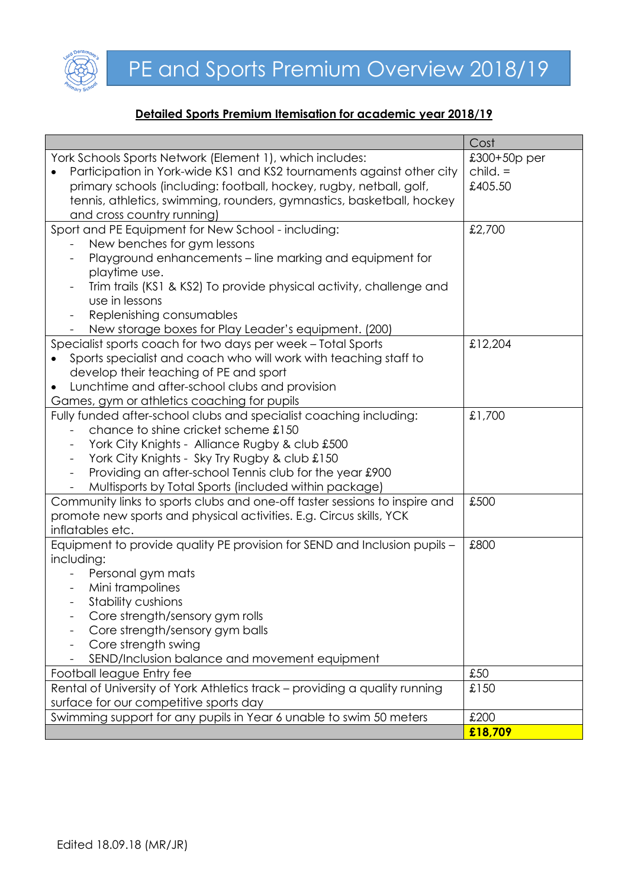# PE and Sports Premium Overview 2018/19

**Detailed Sports Premium Itemisation for academic year 2018/19**

| | Cost |
|---|---|
| York Schools Sports Network (Element 1), which includes:<br>• Participation in York-wide KS1 and KS2 tournaments against other city primary schools (including: football, hockey, rugby, netball, golf, tennis, athletics, swimming, rounders, gymnastics, basketball, hockey and cross country running) | £300+50p per child. = £405.50 |
| Sport and PE Equipment for New School - including:<br>- New benches for gym lessons<br>- Playground enhancements – line marking and equipment for playtime use.<br>- Trim trails (KS1 & KS2) To provide physical activity, challenge and use in lessons<br>- Replenishing consumables<br>- New storage boxes for Play Leader's equipment. (200) | £2,700 |
| Specialist sports coach for two days per week – Total Sports<br>• Sports specialist and coach who will work with teaching staff to develop their teaching of PE and sport<br>• Lunchtime and after-school clubs and provision<br>Games, gym or athletics coaching for pupils | £12,204 |
| Fully funded after-school clubs and specialist coaching including:<br>- chance to shine cricket scheme £150<br>- York City Knights - Alliance Rugby & club £500<br>- York City Knights - Sky Try Rugby & club £150<br>- Providing an after-school Tennis club for the year £900<br>- Multisports by Total Sports (included within package) | £1,700 |
| Community links to sports clubs and one-off taster sessions to inspire and promote new sports and physical activities. E.g. Circus skills, YCK inflatables etc. | £500 |
| Equipment to provide quality PE provision for SEND and Inclusion pupils – including:<br>- Personal gym mats<br>- Mini trampolines<br>- Stability cushions<br>- Core strength/sensory gym rolls<br>- Core strength/sensory gym balls<br>- Core strength swing<br>- SEND/Inclusion balance and movement equipment | £800 |
| Football league Entry fee | £50 |
| Rental of University of York Athletics track – providing a quality running surface for our competitive sports day | £150 |
| Swimming support for any pupils in Year 6 unable to swim 50 meters | £200 |
| | **£18,709** |

Edited 18.09.18 (MR/JR)